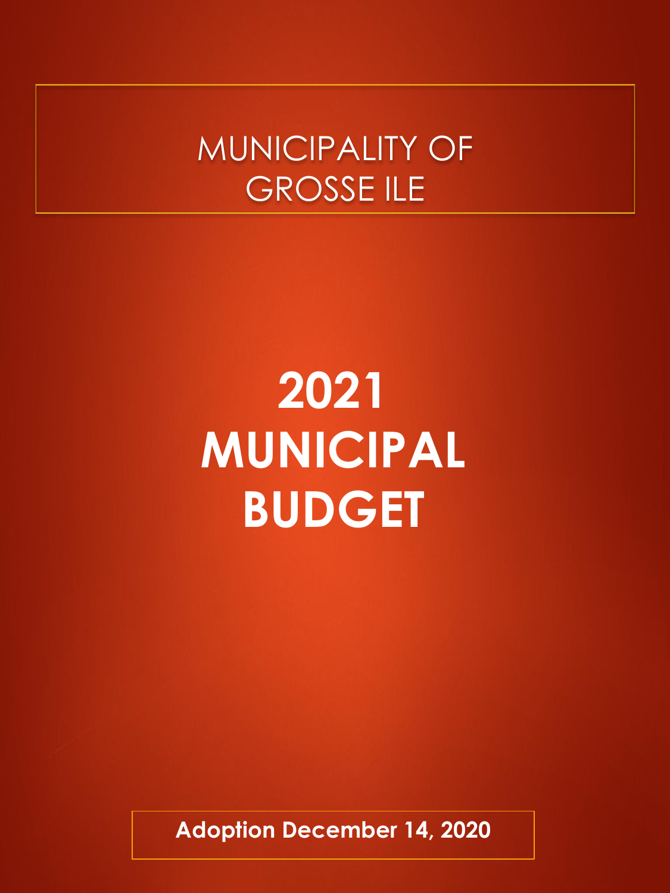MUNICIPALITY OF GROSSE ILE

# 2021 MUNICIPAL BUDGET

**Adoption December 14, 2020**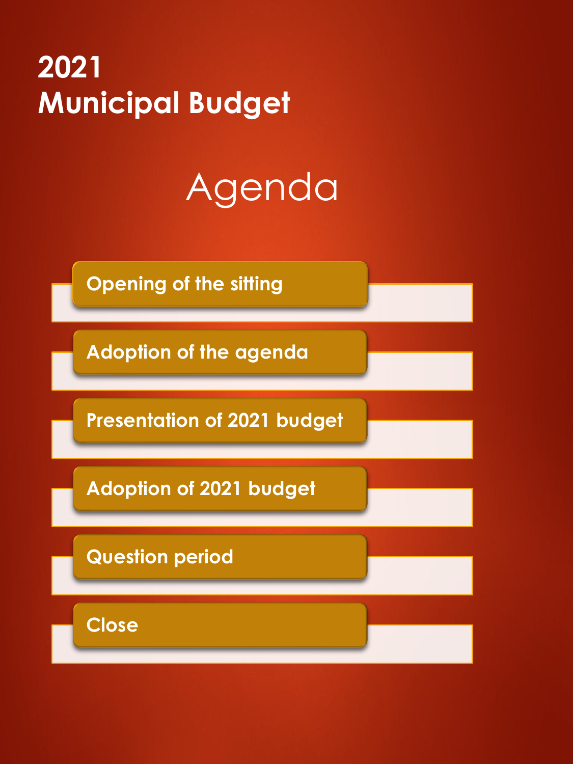# 2021 Municipal Budget

## Agenda

- Opening of the sitting
- Adoption of the agenda
- Presentation of 2021 budget
- Adoption of 2021 budget
- Question period
- Close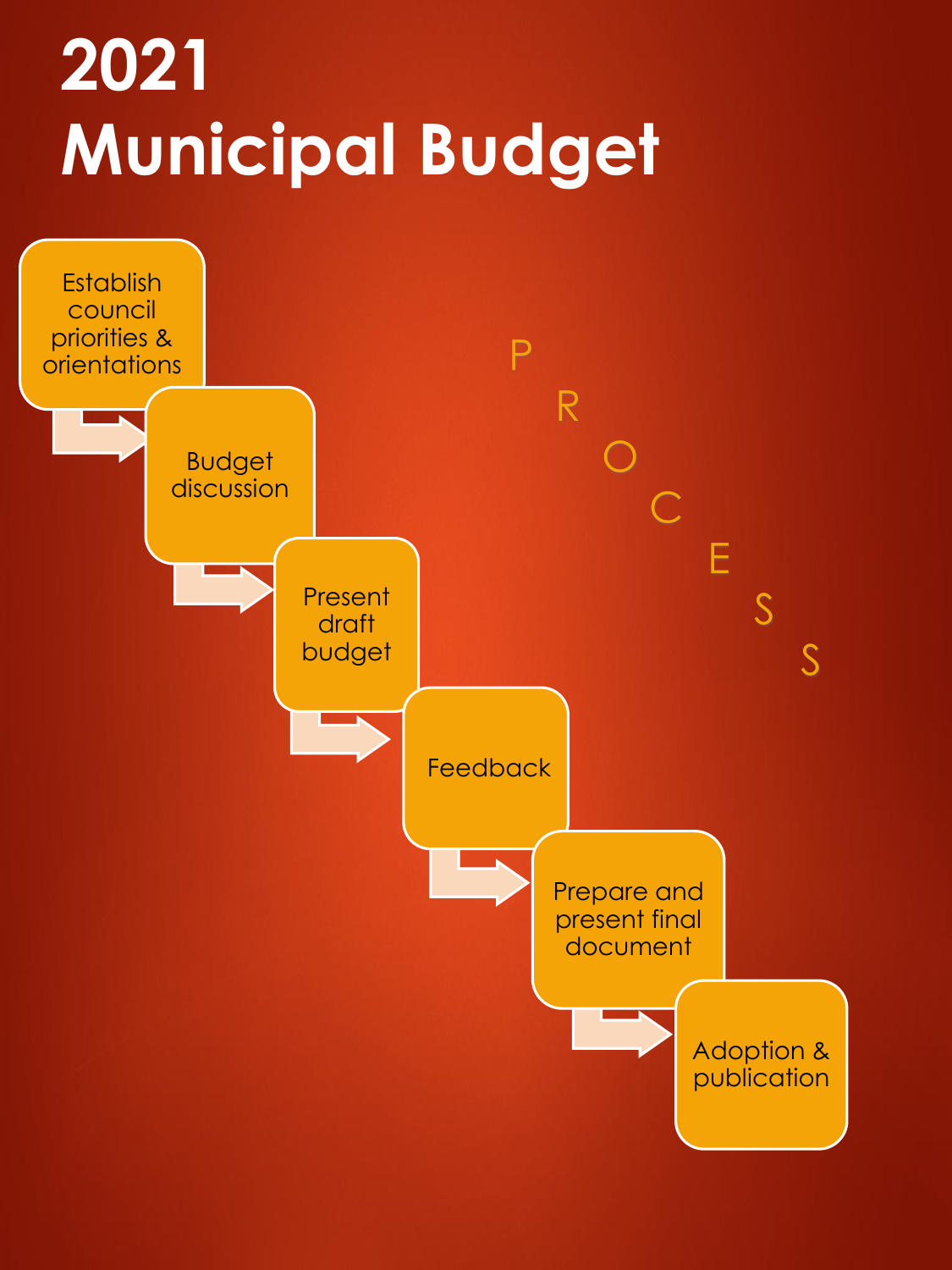# 2021 Municipal Budget

PROCESS

1. Establish council priorities & orientations
2. Budget discussion
3. Present draft budget
4. Feedback
5. Prepare and present final document
6. Adoption & publication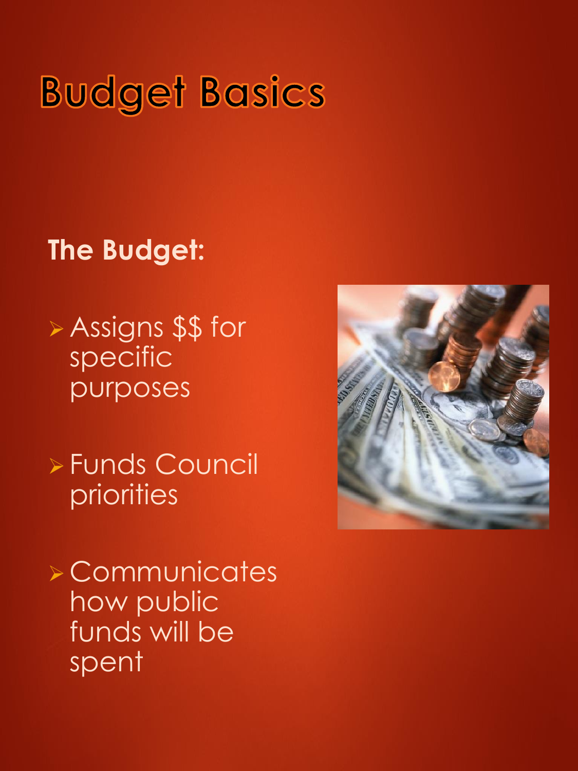# Budget Basics

**The Budget:**

- Assigns $$ for specific purposes
- Funds Council priorities
- Communicates how public funds will be spent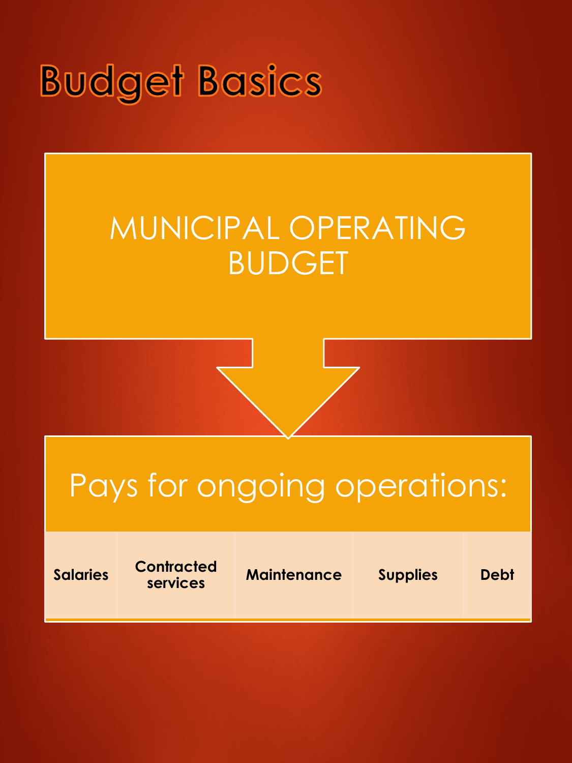# Budget Basics

MUNICIPAL OPERATING BUDGET

Pays for ongoing operations:

| Salaries | Contracted services | Maintenance | Supplies | Debt |
| --- | --- | --- | --- | --- |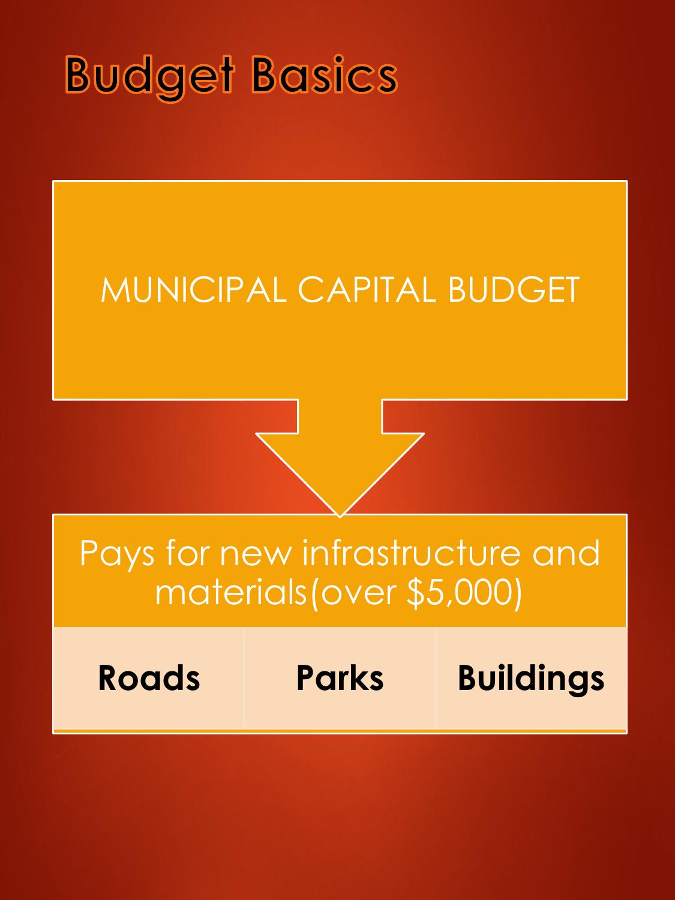# Budget Basics

MUNICIPAL CAPITAL BUDGET

Pays for new infrastructure and materials(over $5,000)

| **Roads** | **Parks** | **Buildings** |
|---|---|---|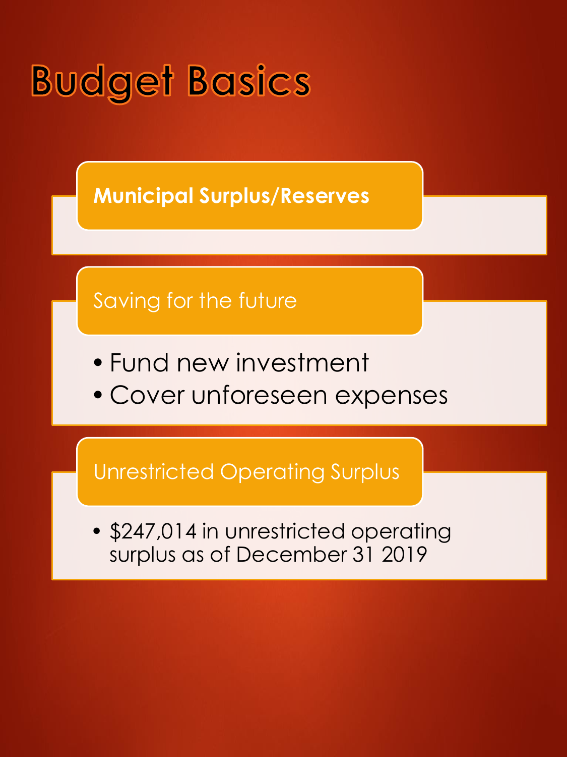# Budget Basics

## Municipal Surplus/Reserves

### Saving for the future

- Fund new investment
- Cover unforeseen expenses

### Unrestricted Operating Surplus

- $247,014 in unrestricted operating surplus as of December 31 2019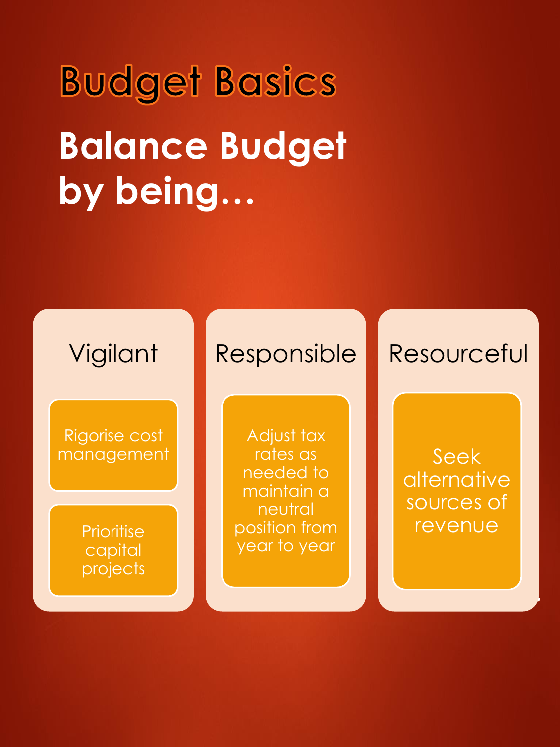# Budget Basics

## Balance Budget by being…

### Vigilant

- Rigorise cost management
- Prioritise capital projects

### Responsible

- Adjust tax rates as needed to maintain a neutral position from year to year

### Resourceful

- Seek alternative sources of revenue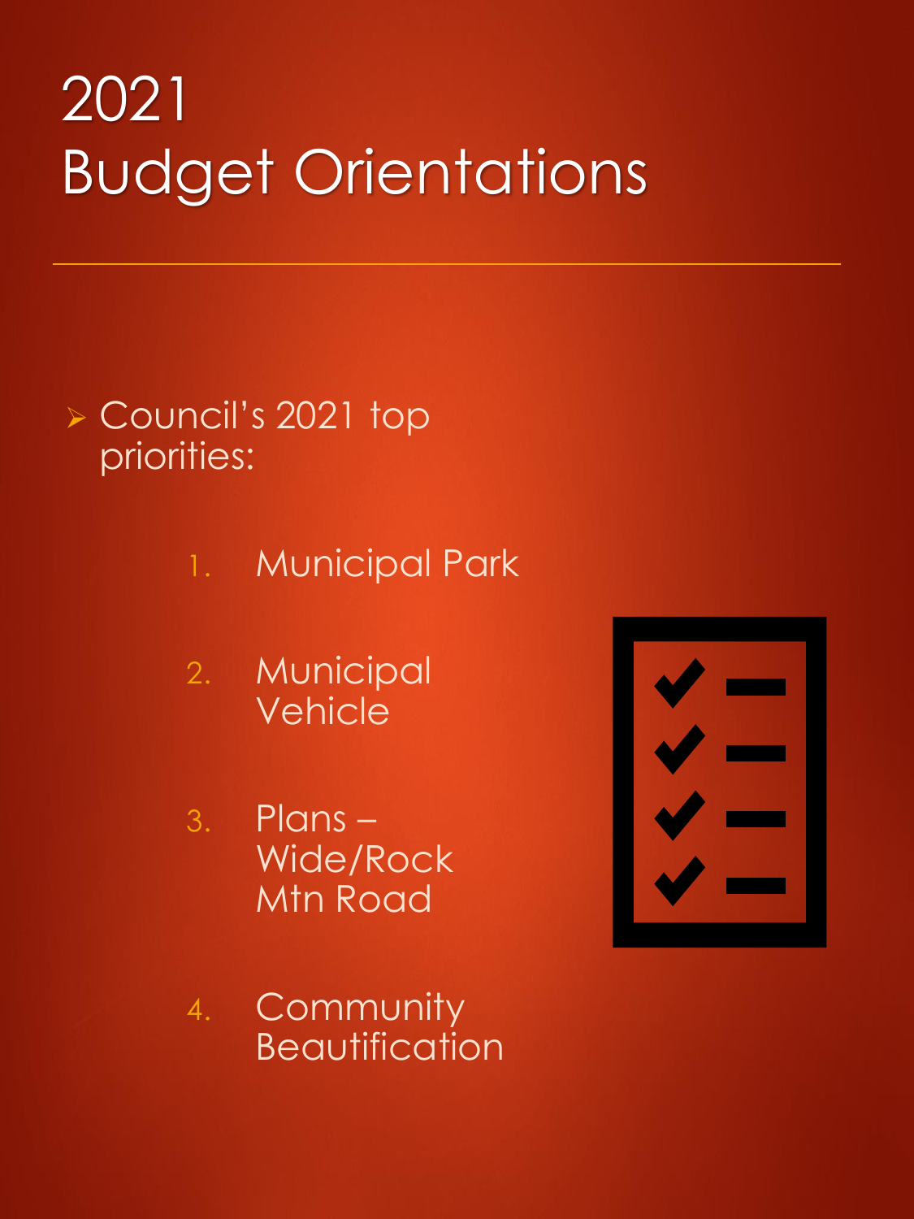# 2021 Budget Orientations

- Council's 2021 top priorities:

  1. Municipal Park
  2. Municipal Vehicle
  3. Plans – Wide/Rock Mtn Road
  4. Community Beautification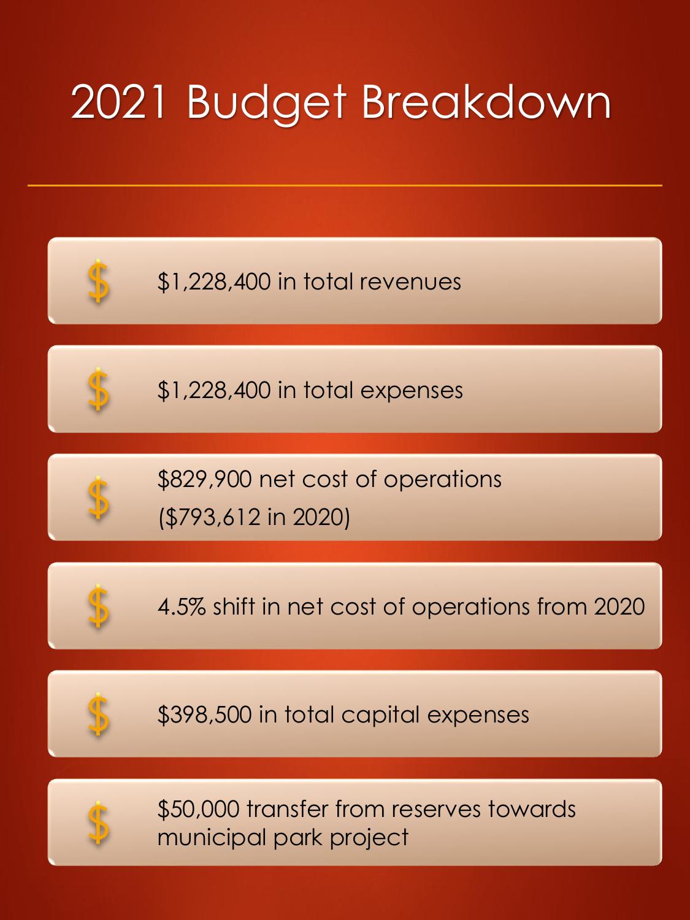# 2021 Budget Breakdown

- $1,228,400 in total revenues
- $1,228,400 in total expenses
- $829,900 net cost of operations ($793,612 in 2020)
- 4.5% shift in net cost of operations from 2020
- $398,500 in total capital expenses
- $50,000 transfer from reserves towards municipal park project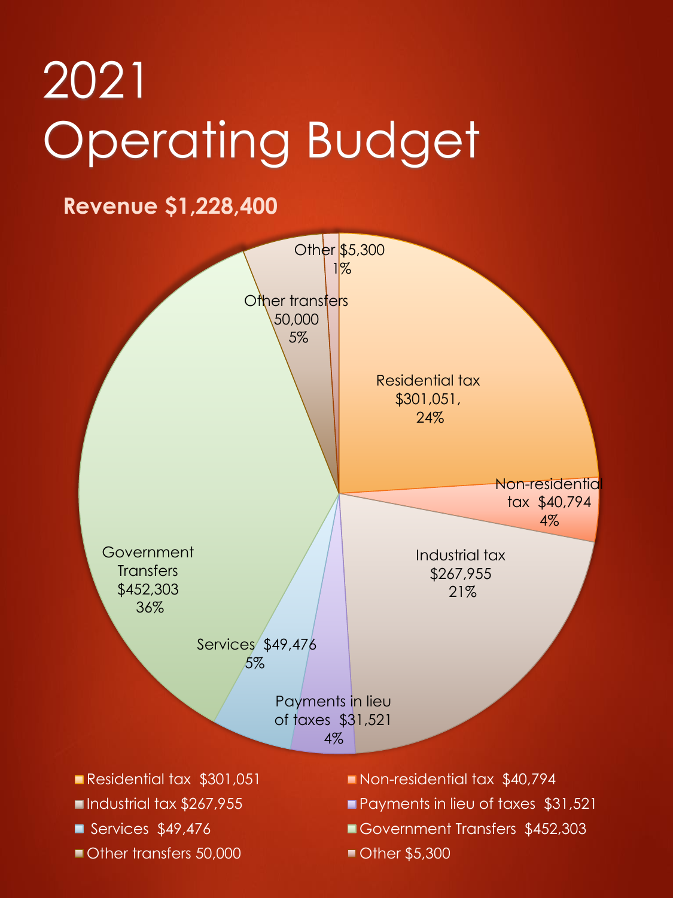# 2021 Operating Budget

**Revenue $1,228,400**

| Category | Amount | Percentage |
|---|---|---|
| Residential tax | $301,051 | 24% |
| Non-residential tax | $40,794 | 4% |
| Industrial tax | $267,955 | 21% |
| Payments in lieu of taxes | $31,521 | 4% |
| Services | $49,476 | 5% |
| Government Transfers | $452,303 | 36% |
| Other transfers | 50,000 | 5% |
| Other | $5,300 | 1% |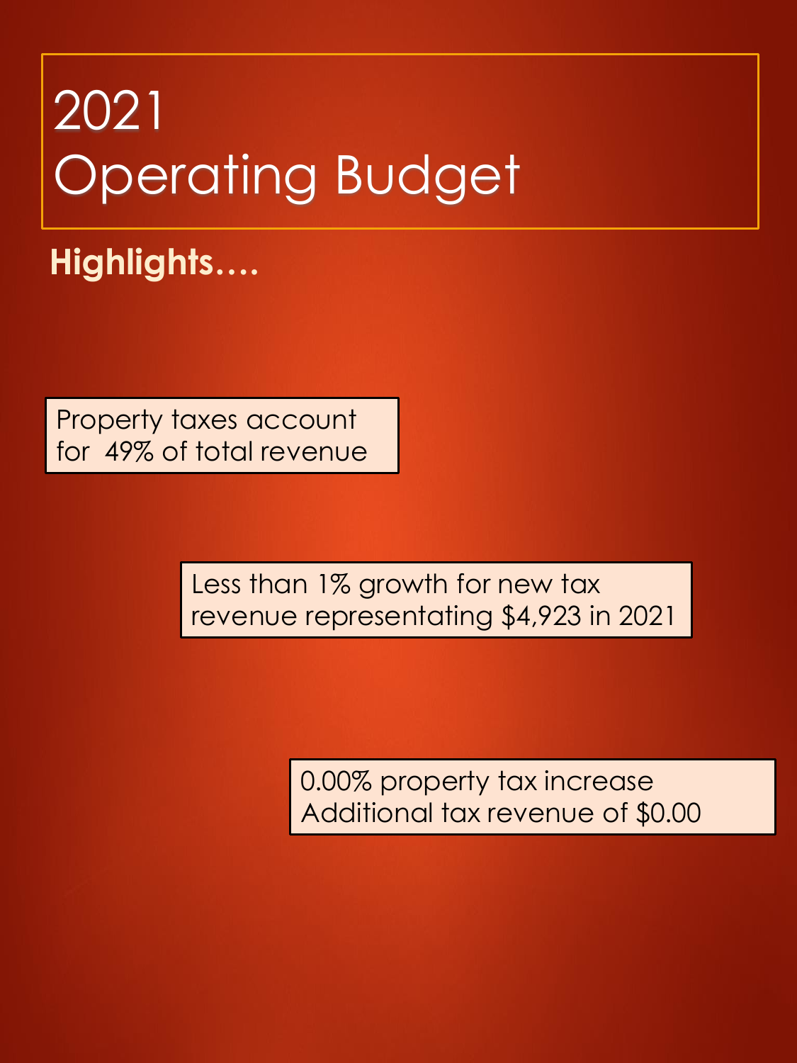# 2021 Operating Budget

**Highlights….**

Property taxes account for 49% of total revenue

Less than 1% growth for new tax revenue representating $4,923 in 2021

0.00% property tax increase
Additional tax revenue of $0.00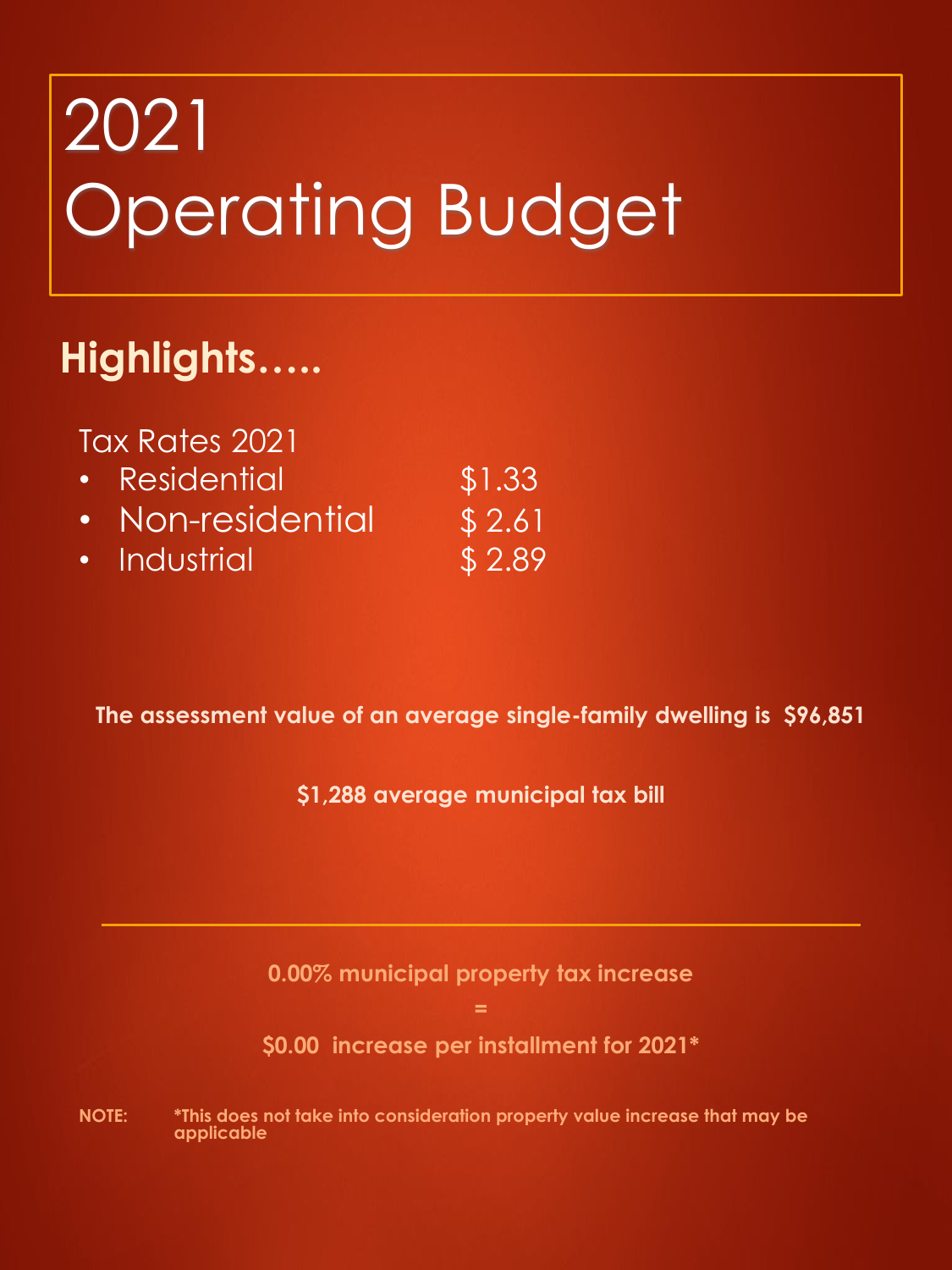# 2021 Operating Budget

## Highlights…..

Tax Rates 2021

| | |
|---|---|
| • Residential | $1.33 |
| • Non-residential | $ 2.61 |
| • Industrial | $ 2.89 |

**The assessment value of an average single-family dwelling is $96,851**

**$1,288 average municipal tax bill**

---

**0.00% municipal property tax increase**

**=**

**$0.00 increase per installment for 2021***

**NOTE:** ***This does not take into consideration property value increase that may be applicable**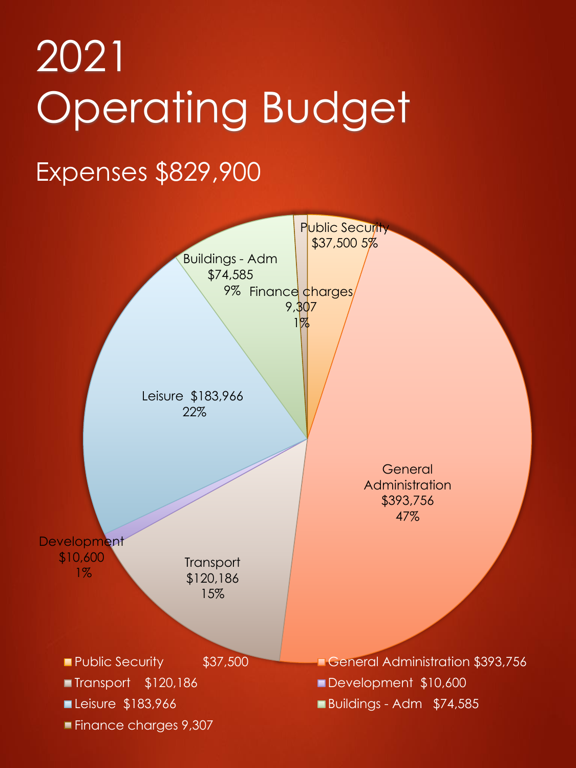# 2021 Operating Budget

## Expenses $829,900

| Category | Amount | Percentage |
|---|---|---|
| Public Security | $37,500 | 5% |
| General Administration | $393,756 | 47% |
| Transport | $120,186 | 15% |
| Development | $10,600 | 1% |
| Leisure | $183,966 | 22% |
| Buildings - Adm | $74,585 | 9% |
| Finance charges | 9,307 | 1% |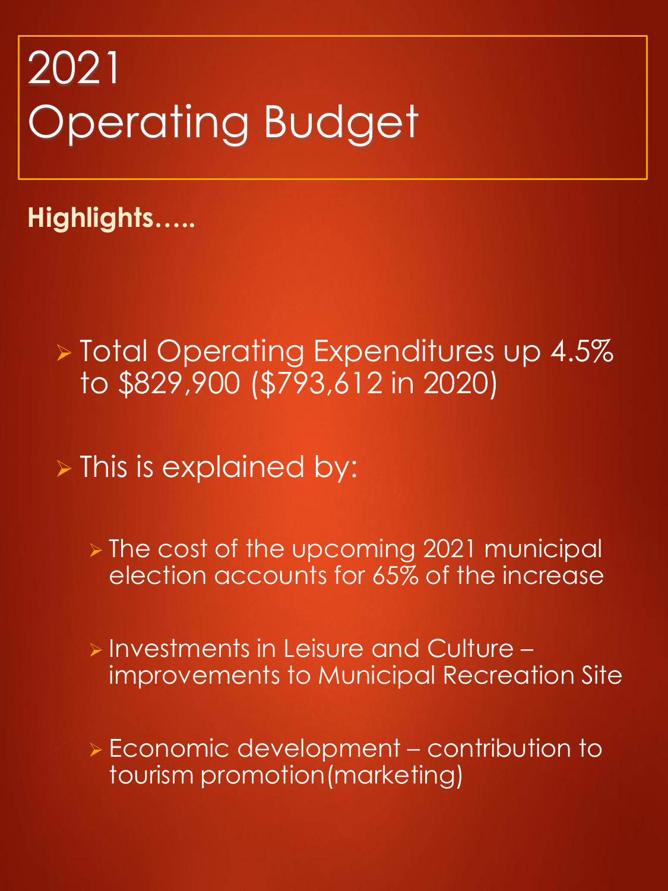# 2021 Operating Budget

**Highlights…..**

- Total Operating Expenditures up 4.5% to $829,900 ($793,612 in 2020)
- This is explained by:
  - The cost of the upcoming 2021 municipal election accounts for 65% of the increase
  - Investments in Leisure and Culture – improvements to Municipal Recreation Site
  - Economic development – contribution to tourism promotion(marketing)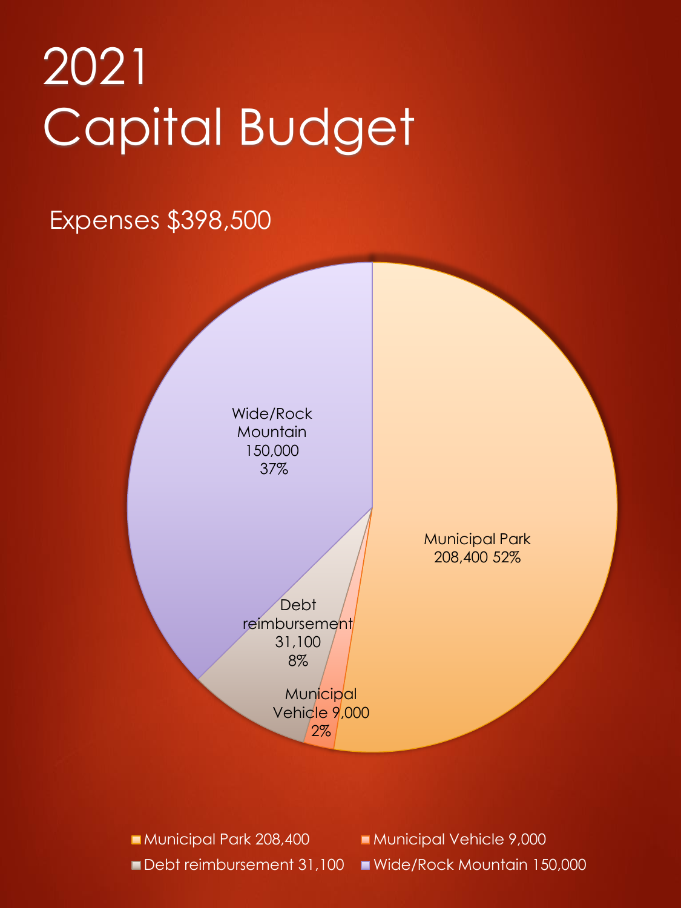# 2021 Capital Budget

Expenses $398,500

Wide/Rock Mountain 150,000 37%

Municipal Park 208,400 52%

Debt reimbursement 31,100 8%

Municipal Vehicle 9,000 2%

- Municipal Park 208,400
- Municipal Vehicle 9,000
- Debt reimbursement 31,100
- Wide/Rock Mountain 150,000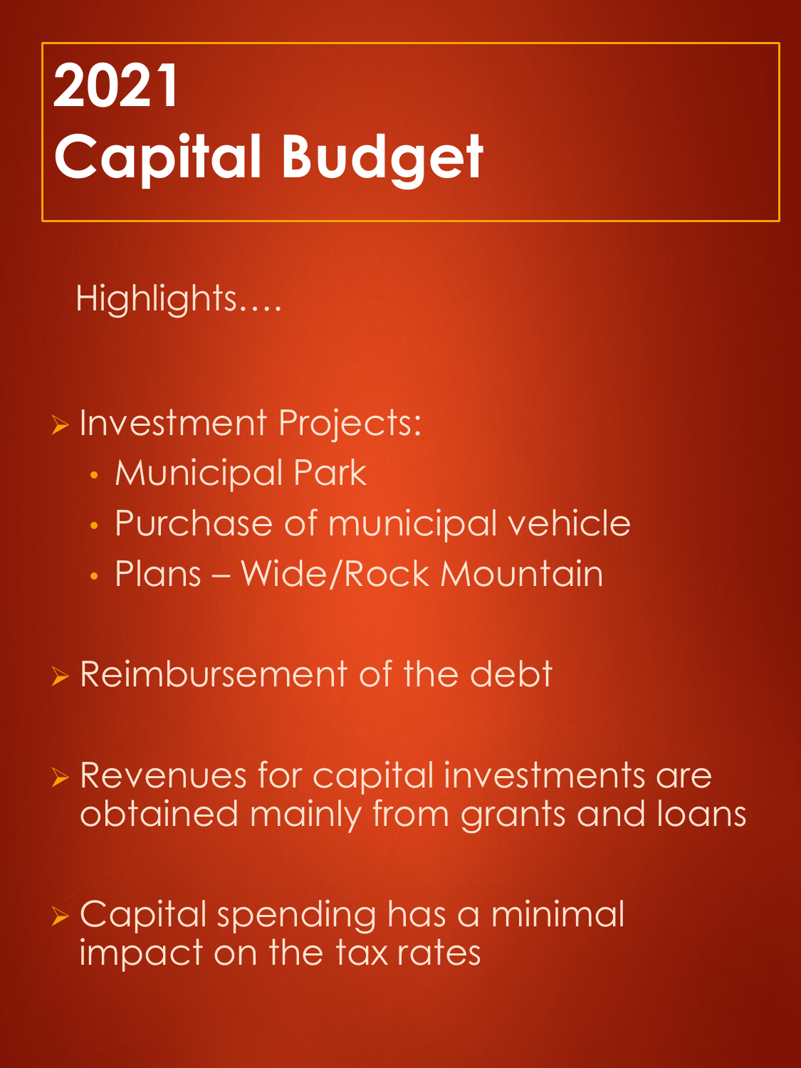# 2021 Capital Budget

Highlights….

- Investment Projects:
  - Municipal Park
  - Purchase of municipal vehicle
  - Plans – Wide/Rock Mountain
- Reimbursement of the debt
- Revenues for capital investments are obtained mainly from grants and loans
- Capital spending has a minimal impact on the tax rates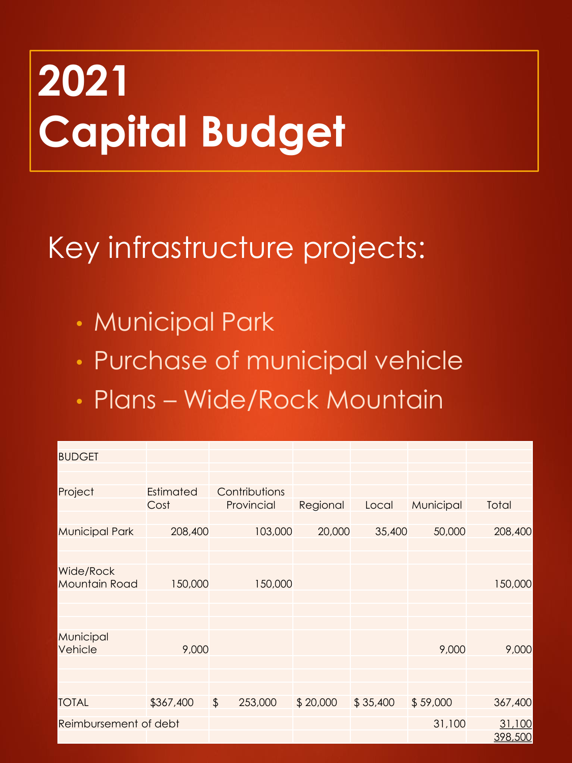# 2021 Capital Budget

## Key infrastructure projects:

- Municipal Park
- Purchase of municipal vehicle
- Plans – Wide/Rock Mountain

| BUDGET | | | | | | |
|---|---|---|---|---|---|---|
| Project | Estimated Cost | Contributions Provincial | Regional | Local | Municipal | Total |
| Municipal Park | 208,400 | 103,000 | 20,000 | 35,400 | 50,000 | 208,400 |
| Wide/Rock Mountain Road | 150,000 | 150,000 | | | | 150,000 |
| Municipal Vehicle | 9,000 | | | | 9,000 | 9,000 |
| TOTAL | $367,400 | $ 253,000 | $ 20,000 | $ 35,400 | $ 59,000 | 367,400 |
| Reimbursement of debt | | | | | 31,100 | 31,100 |
| | | | | | | 398,500 |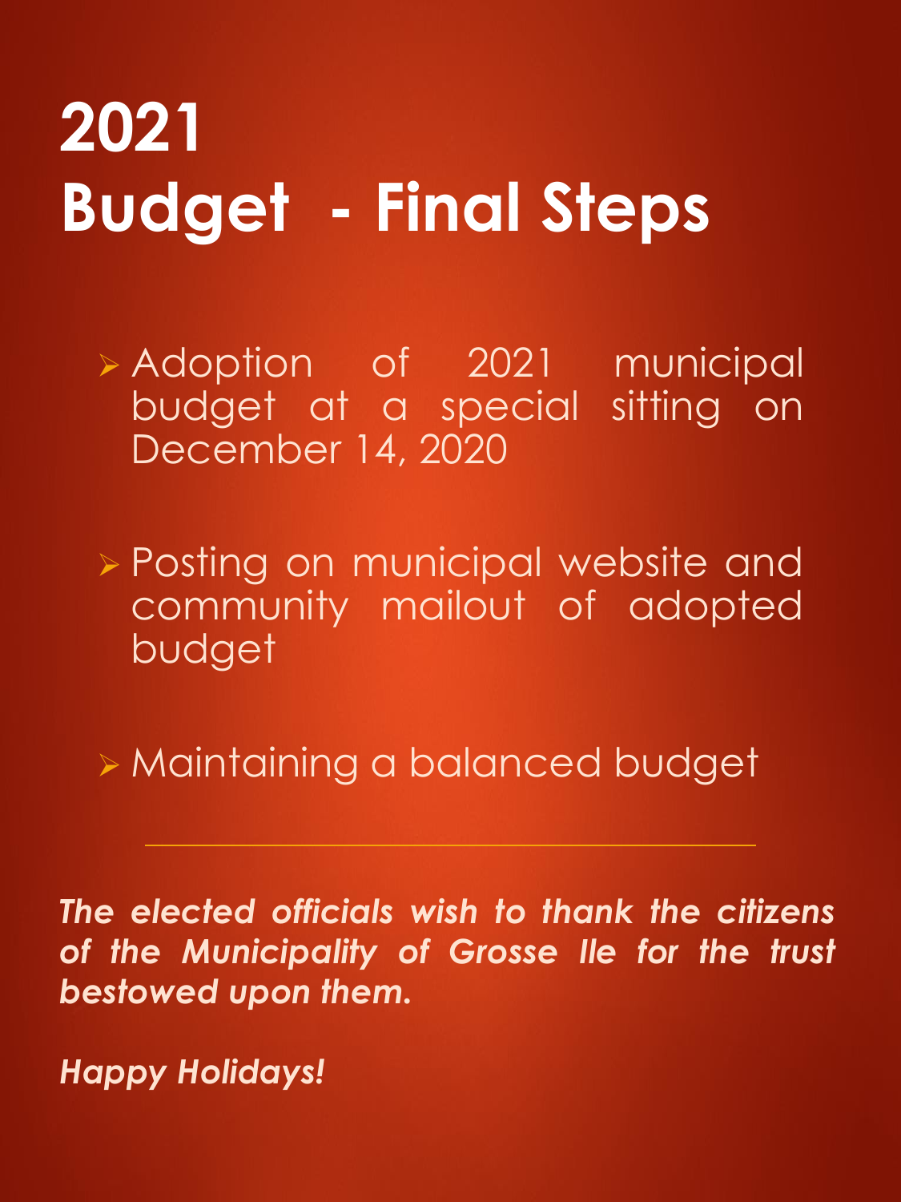# 2021 Budget - Final Steps

- Adoption of 2021 municipal budget at a special sitting on December 14, 2020
- Posting on municipal website and community mailout of adopted budget
- Maintaining a balanced budget

---

***The elected officials wish to thank the citizens of the Municipality of Grosse Ile for the trust bestowed upon them.***

***Happy Holidays!***